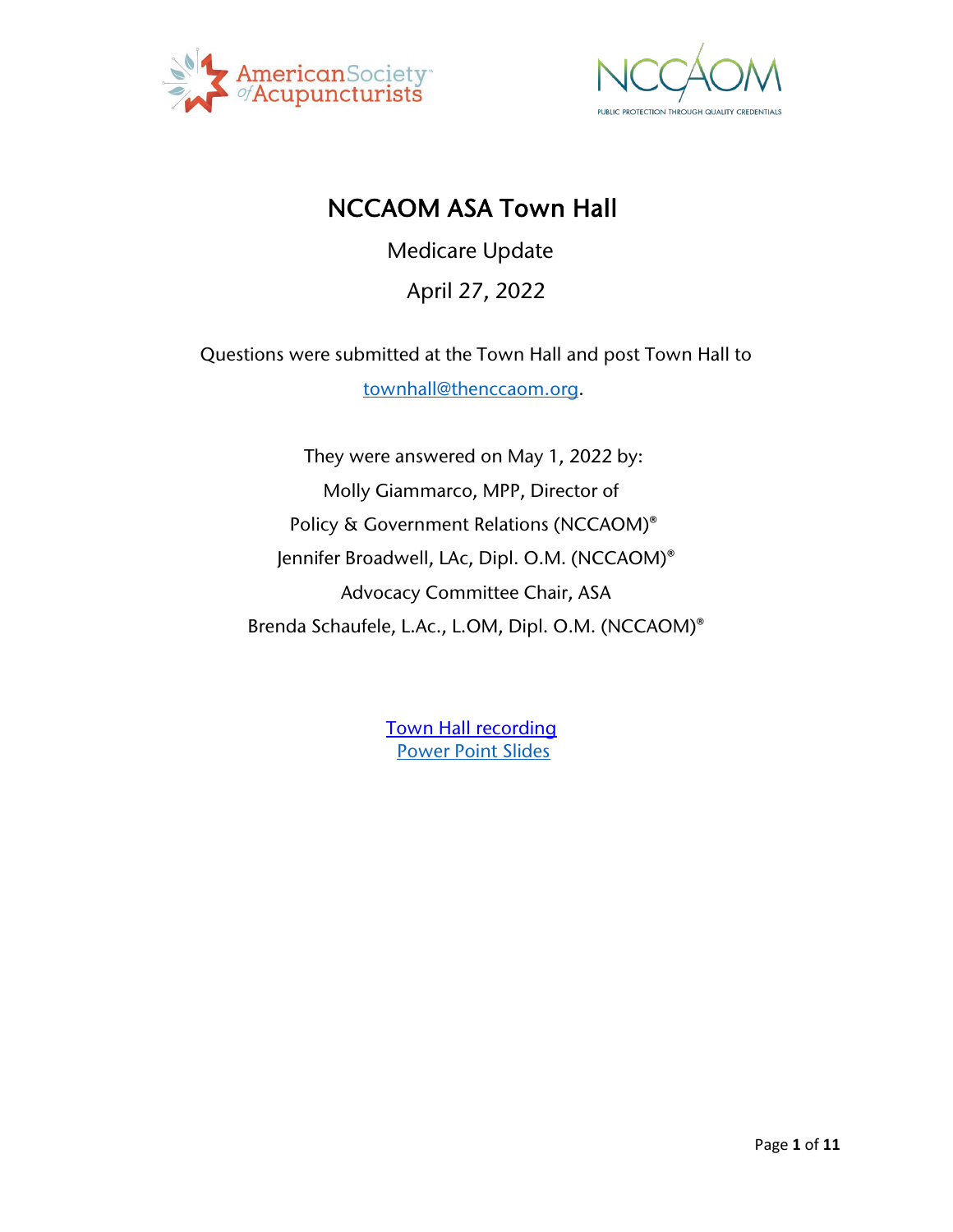# NCCAOM ASA Town Hall

Medicare Update

April 27, 2022

Questions were submitted at the Town Hall and post Town Hall to [townhall@thenccaom.org](mailto:townhall@thenccaom.org).

They were answered on May 1, 2022 by:

Molly Giammarco, MPP, Director of Policy & Government Relations (NCCAOM)®

Jennifer Broadwell, LAc, Dipl. O.M. (NCCAOM)®

Advocacy Committee Chair, ASA

Brenda Schaufele, L.Ac., L.OM, Dipl. O.M. (NCCAOM)®

[Town Hall recording]()

[Power Point Slides]()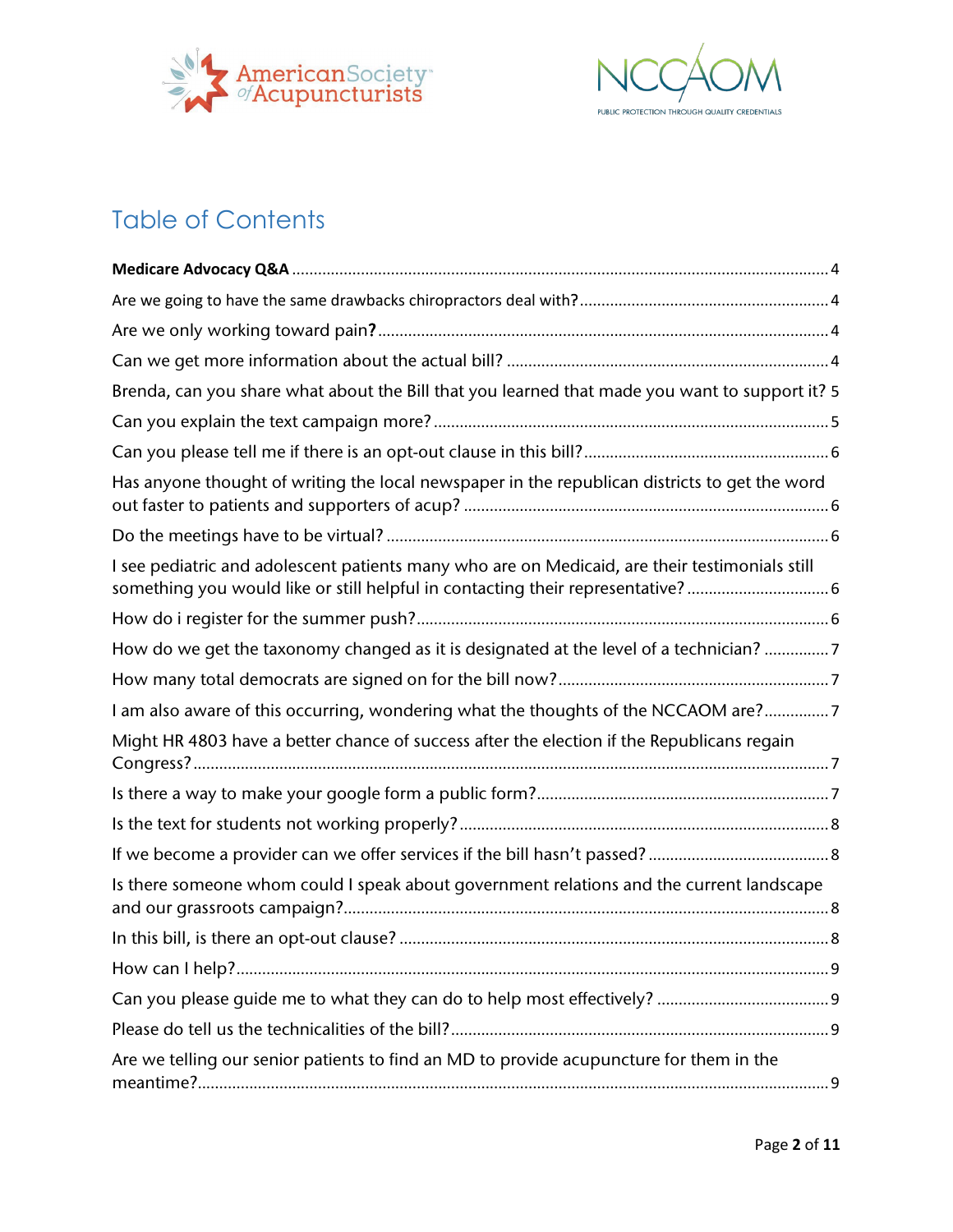# Table of Contents

**Medicare Advocacy Q&A** ..... 4

Are we going to have the same drawbacks chiropractors deal with? ..... 4

Are we only working toward pain**?** ..... 4

Can we get more information about the actual bill? ..... 4

Brenda, can you share what about the Bill that you learned that made you want to support it? 5

Can you explain the text campaign more? ..... 5

Can you please tell me if there is an opt-out clause in this bill? ..... 6

Has anyone thought of writing the local newspaper in the republican districts to get the word out faster to patients and supporters of acup? ..... 6

Do the meetings have to be virtual? ..... 6

I see pediatric and adolescent patients many who are on Medicaid, are their testimonials still something you would like or still helpful in contacting their representative? ..... 6

How do i register for the summer push? ..... 6

How do we get the taxonomy changed as it is designated at the level of a technician? ..... 7

How many total democrats are signed on for the bill now? ..... 7

I am also aware of this occurring, wondering what the thoughts of the NCCAOM are? ..... 7

Might HR 4803 have a better chance of success after the election if the Republicans regain Congress? ..... 7

Is there a way to make your google form a public form? ..... 7

Is the text for students not working properly? ..... 8

If we become a provider can we offer services if the bill hasn't passed? ..... 8

Is there someone whom could I speak about government relations and the current landscape and our grassroots campaign? ..... 8

In this bill, is there an opt-out clause? ..... 8

How can I help? ..... 9

Can you please guide me to what they can do to help most effectively? ..... 9

Please do tell us the technicalities of the bill? ..... 9

Are we telling our senior patients to find an MD to provide acupuncture for them in the meantime? ..... 9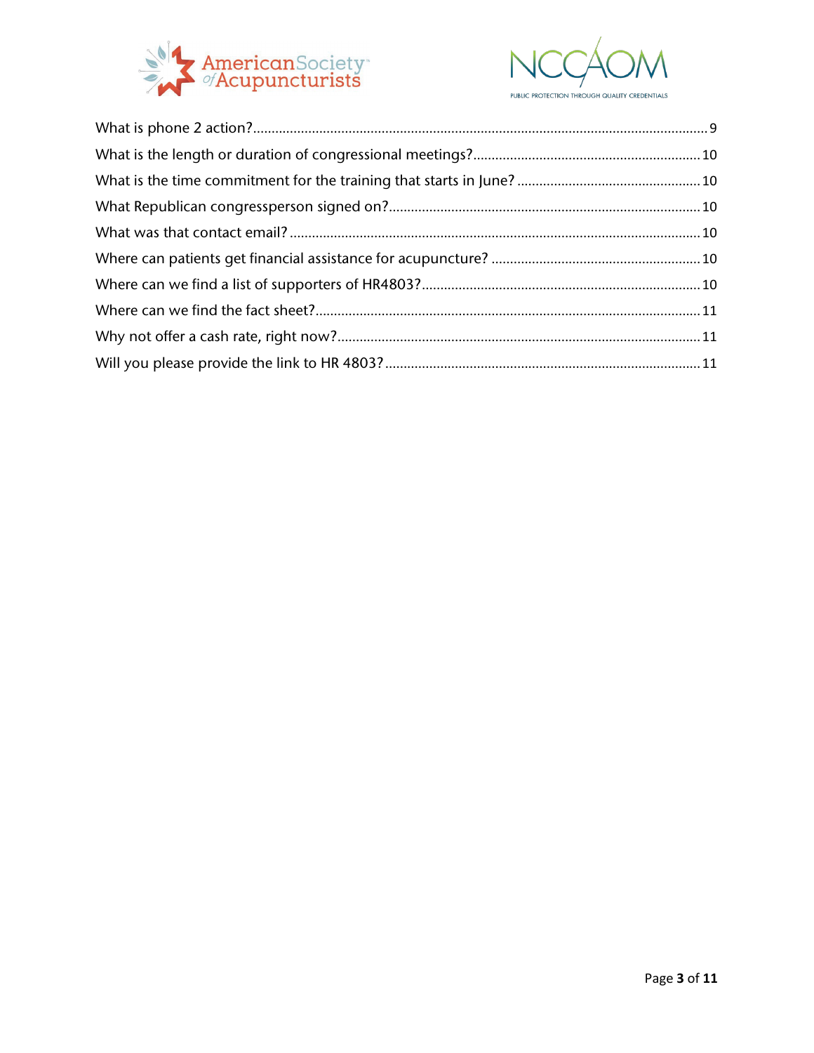What is phone 2 action?.......................................................................................................................9

What is the length or duration of congressional meetings?.............................................................10

What is the time commitment for the training that starts in June? .................................................10

What Republican congressperson signed on?....................................................................................10

What was that contact email? ...............................................................................................................10

Where can patients get financial assistance for acupuncture? ........................................................10

Where can we find a list of supporters of HR4803?...........................................................................10

Where can we find the fact sheet?........................................................................................................11

Why not offer a cash rate, right now?..................................................................................................11

Will you please provide the link to HR 4803?.....................................................................................11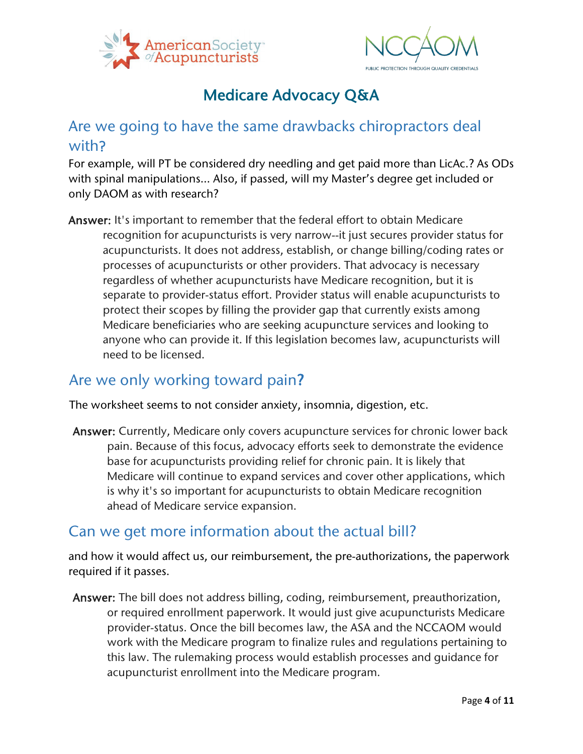# Medicare Advocacy Q&A

## Are we going to have the same drawbacks chiropractors deal with?

For example, will PT be considered dry needling and get paid more than LicAc.? As ODs with spinal manipulations... Also, if passed, will my Master's degree get included or only DAOM as with research?

**Answer:** It's important to remember that the federal effort to obtain Medicare recognition for acupuncturists is very narrow--it just secures provider status for acupuncturists. It does not address, establish, or change billing/coding rates or processes of acupuncturists or other providers. That advocacy is necessary regardless of whether acupuncturists have Medicare recognition, but it is separate to provider-status effort. Provider status will enable acupuncturists to protect their scopes by filling the provider gap that currently exists among Medicare beneficiaries who are seeking acupuncture services and looking to anyone who can provide it. If this legislation becomes law, acupuncturists will need to be licensed.

## Are we only working toward pain?

The worksheet seems to not consider anxiety, insomnia, digestion, etc.

**Answer:** Currently, Medicare only covers acupuncture services for chronic lower back pain. Because of this focus, advocacy efforts seek to demonstrate the evidence base for acupuncturists providing relief for chronic pain. It is likely that Medicare will continue to expand services and cover other applications, which is why it's so important for acupuncturists to obtain Medicare recognition ahead of Medicare service expansion.

## Can we get more information about the actual bill?

and how it would affect us, our reimbursement, the pre-authorizations, the paperwork required if it passes.

**Answer:** The bill does not address billing, coding, reimbursement, preauthorization, or required enrollment paperwork. It would just give acupuncturists Medicare provider-status. Once the bill becomes law, the ASA and the NCCAOM would work with the Medicare program to finalize rules and regulations pertaining to this law. The rulemaking process would establish processes and guidance for acupuncturist enrollment into the Medicare program.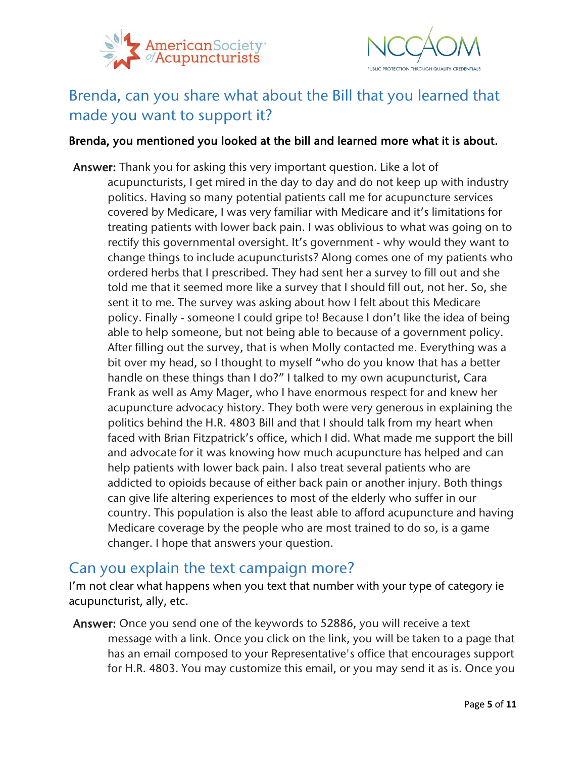## Brenda, can you share what about the Bill that you learned that made you want to support it?

**Brenda, you mentioned you looked at the bill and learned more what it is about.**

**Answer:** Thank you for asking this very important question. Like a lot of acupuncturists, I get mired in the day to day and do not keep up with industry politics. Having so many potential patients call me for acupuncture services covered by Medicare, I was very familiar with Medicare and it's limitations for treating patients with lower back pain. I was oblivious to what was going on to rectify this governmental oversight. It's government - why would they want to change things to include acupuncturists? Along comes one of my patients who ordered herbs that I prescribed. They had sent her a survey to fill out and she told me that it seemed more like a survey that I should fill out, not her. So, she sent it to me. The survey was asking about how I felt about this Medicare policy. Finally - someone I could gripe to! Because I don't like the idea of being able to help someone, but not being able to because of a government policy. After filling out the survey, that is when Molly contacted me. Everything was a bit over my head, so I thought to myself "who do you know that has a better handle on these things than I do?" I talked to my own acupuncturist, Cara Frank as well as Amy Mager, who I have enormous respect for and knew her acupuncture advocacy history. They both were very generous in explaining the politics behind the H.R. 4803 Bill and that I should talk from my heart when faced with Brian Fitzpatrick's office, which I did. What made me support the bill and advocate for it was knowing how much acupuncture has helped and can help patients with lower back pain. I also treat several patients who are addicted to opioids because of either back pain or another injury. Both things can give life altering experiences to most of the elderly who suffer in our country. This population is also the least able to afford acupuncture and having Medicare coverage by the people who are most trained to do so, is a game changer. I hope that answers your question.

## Can you explain the text campaign more?

I'm not clear what happens when you text that number with your type of category ie acupuncturist, ally, etc.

**Answer:** Once you send one of the keywords to 52886, you will receive a text message with a link. Once you click on the link, you will be taken to a page that has an email composed to your Representative's office that encourages support for H.R. 4803. You may customize this email, or you may send it as is. Once you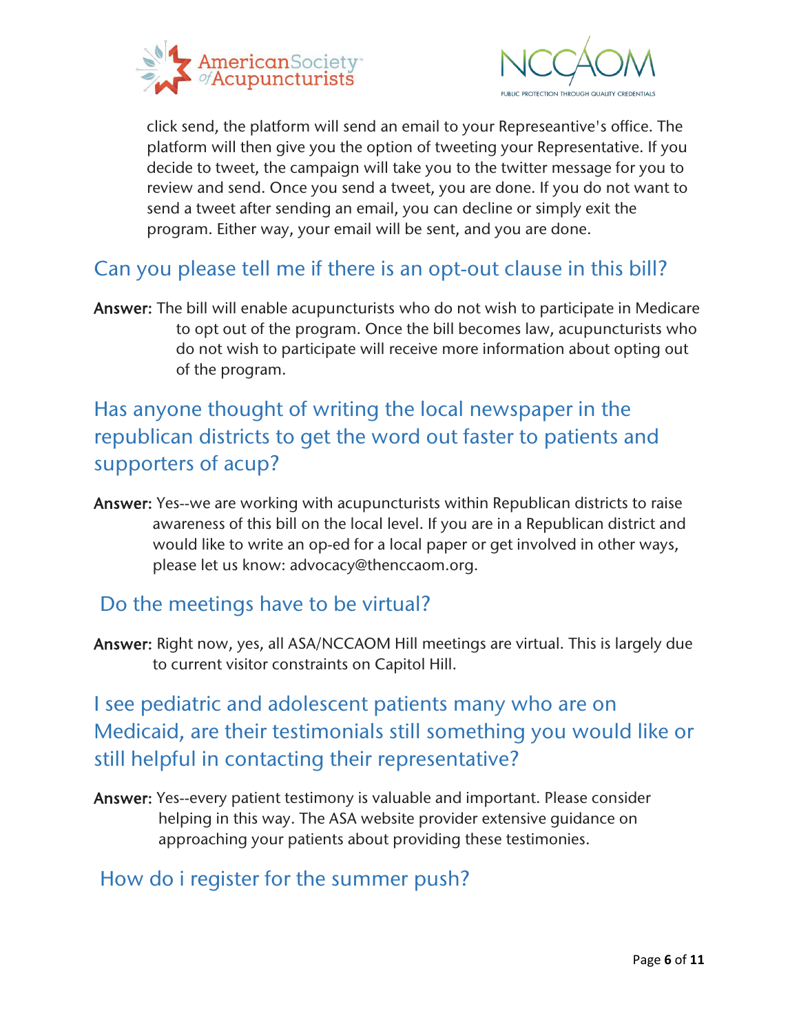click send, the platform will send an email to your Represeantive's office. The platform will then give you the option of tweeting your Representative. If you decide to tweet, the campaign will take you to the twitter message for you to review and send. Once you send a tweet, you are done. If you do not want to send a tweet after sending an email, you can decline or simply exit the program. Either way, your email will be sent, and you are done.

## Can you please tell me if there is an opt-out clause in this bill?

**Answer:** The bill will enable acupuncturists who do not wish to participate in Medicare to opt out of the program. Once the bill becomes law, acupuncturists who do not wish to participate will receive more information about opting out of the program.

## Has anyone thought of writing the local newspaper in the republican districts to get the word out faster to patients and supporters of acup?

**Answer:** Yes--we are working with acupuncturists within Republican districts to raise awareness of this bill on the local level. If you are in a Republican district and would like to write an op-ed for a local paper or get involved in other ways, please let us know: advocacy@thenccaom.org.

## Do the meetings have to be virtual?

**Answer:** Right now, yes, all ASA/NCCAOM Hill meetings are virtual. This is largely due to current visitor constraints on Capitol Hill.

## I see pediatric and adolescent patients many who are on Medicaid, are their testimonials still something you would like or still helpful in contacting their representative?

**Answer:** Yes--every patient testimony is valuable and important. Please consider helping in this way. The ASA website provider extensive guidance on approaching your patients about providing these testimonies.

## How do i register for the summer push?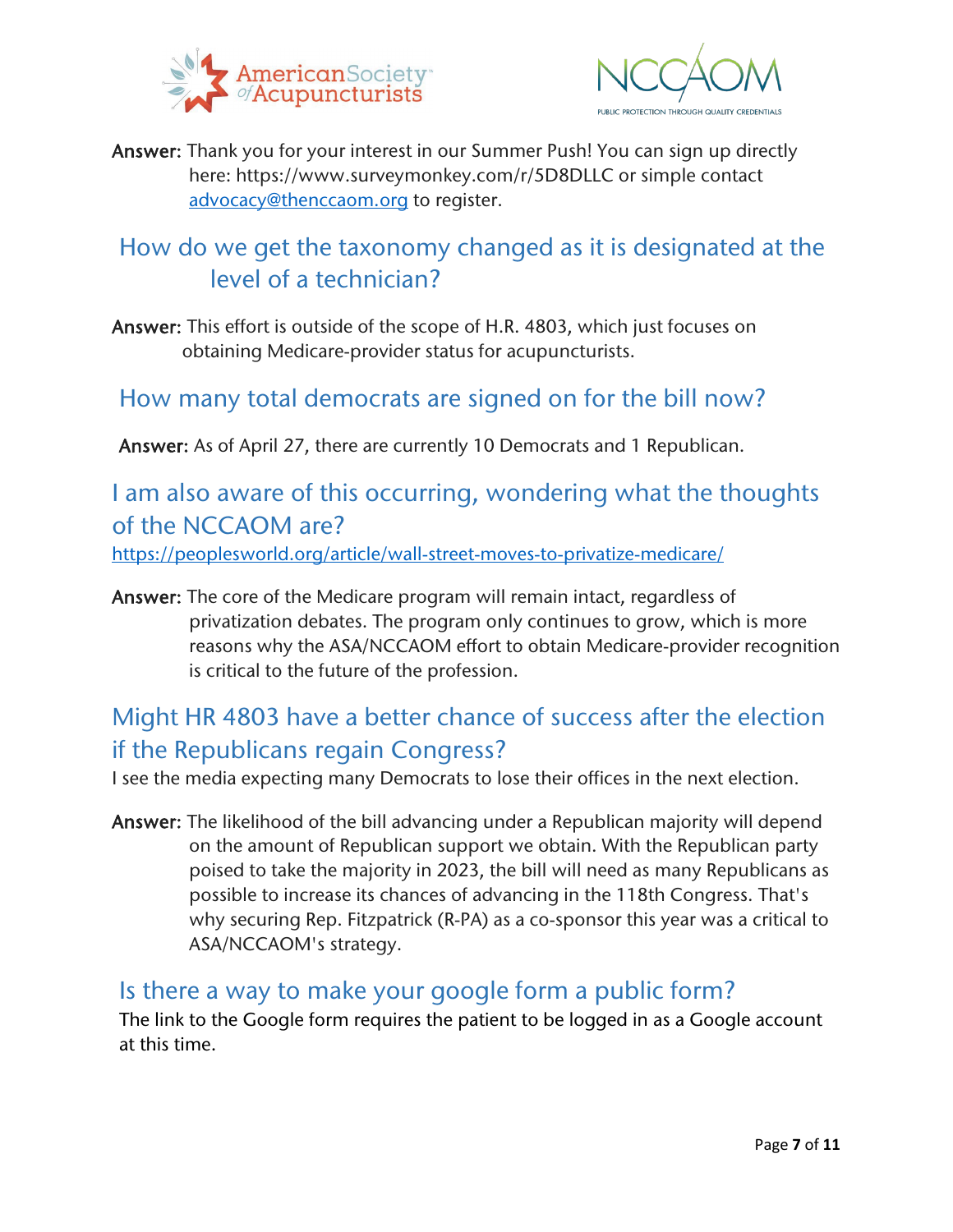**Answer:** Thank you for your interest in our Summer Push! You can sign up directly here: https://www.surveymonkey.com/r/5D8DLLC or simple contact advocacy@thenccaom.org to register.

## How do we get the taxonomy changed as it is designated at the level of a technician?

**Answer:** This effort is outside of the scope of H.R. 4803, which just focuses on obtaining Medicare-provider status for acupuncturists.

## How many total democrats are signed on for the bill now?

**Answer:** As of April 27, there are currently 10 Democrats and 1 Republican.

## I am also aware of this occurring, wondering what the thoughts of the NCCAOM are?

https://peoplesworld.org/article/wall-street-moves-to-privatize-medicare/

**Answer:** The core of the Medicare program will remain intact, regardless of privatization debates. The program only continues to grow, which is more reasons why the ASA/NCCAOM effort to obtain Medicare-provider recognition is critical to the future of the profession.

## Might HR 4803 have a better chance of success after the election if the Republicans regain Congress?

I see the media expecting many Democrats to lose their offices in the next election.

**Answer:** The likelihood of the bill advancing under a Republican majority will depend on the amount of Republican support we obtain. With the Republican party poised to take the majority in 2023, the bill will need as many Republicans as possible to increase its chances of advancing in the 118th Congress. That's why securing Rep. Fitzpatrick (R-PA) as a co-sponsor this year was a critical to ASA/NCCAOM's strategy.

## Is there a way to make your google form a public form?

The link to the Google form requires the patient to be logged in as a Google account at this time.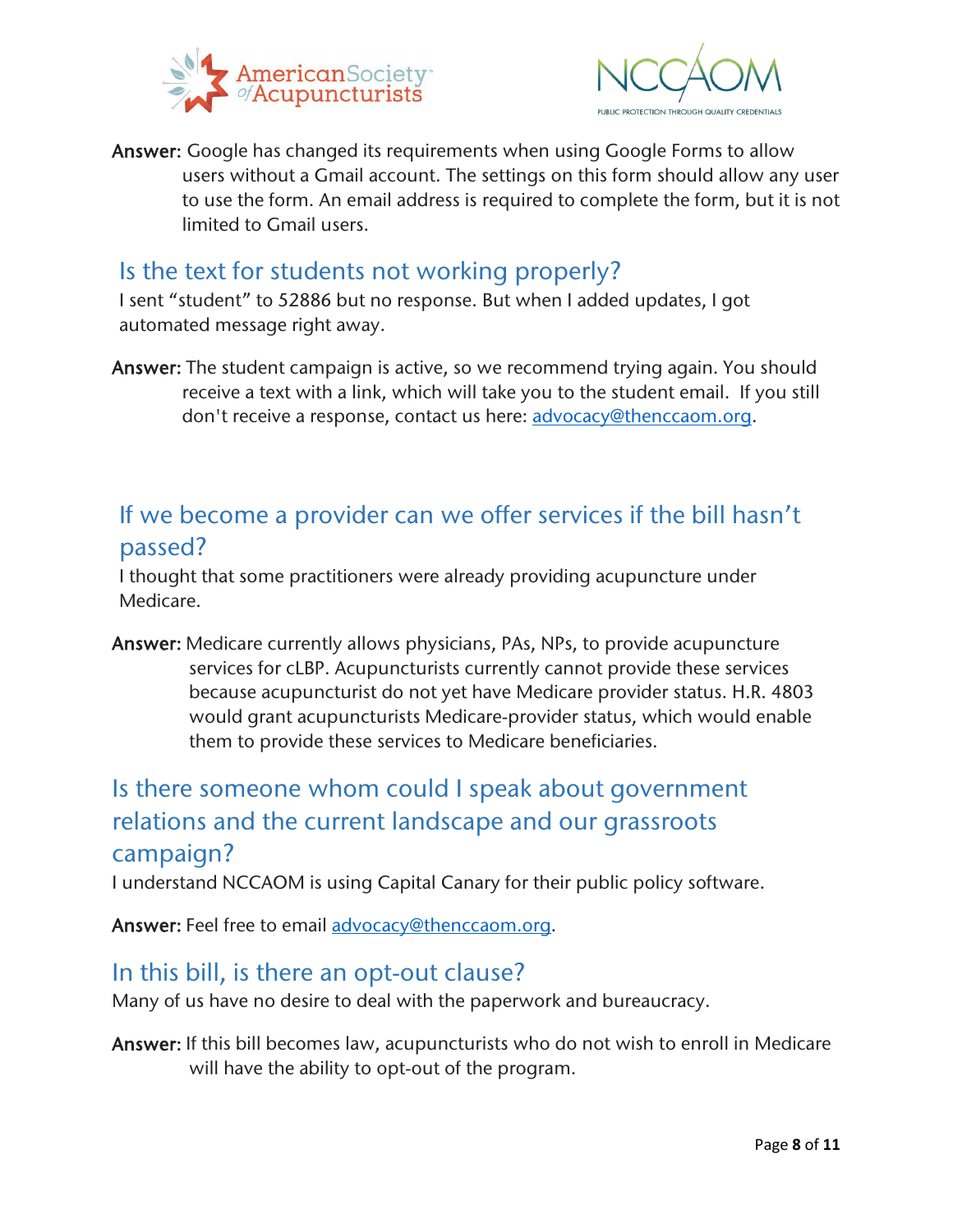**Answer:** Google has changed its requirements when using Google Forms to allow users without a Gmail account. The settings on this form should allow any user to use the form. An email address is required to complete the form, but it is not limited to Gmail users.

## Is the text for students not working properly?

I sent "student" to 52886 but no response. But when I added updates, I got automated message right away.

**Answer:** The student campaign is active, so we recommend trying again. You should receive a text with a link, which will take you to the student email. If you still don't receive a response, contact us here: advocacy@thenccaom.org.

## If we become a provider can we offer services if the bill hasn't passed?

I thought that some practitioners were already providing acupuncture under Medicare.

**Answer:** Medicare currently allows physicians, PAs, NPs, to provide acupuncture services for cLBP. Acupuncturists currently cannot provide these services because acupuncturist do not yet have Medicare provider status. H.R. 4803 would grant acupuncturists Medicare-provider status, which would enable them to provide these services to Medicare beneficiaries.

## Is there someone whom could I speak about government relations and the current landscape and our grassroots campaign?

I understand NCCAOM is using Capital Canary for their public policy software.

**Answer:** Feel free to email advocacy@thenccaom.org.

## In this bill, is there an opt-out clause?

Many of us have no desire to deal with the paperwork and bureaucracy.

**Answer:** If this bill becomes law, acupuncturists who do not wish to enroll in Medicare will have the ability to opt-out of the program.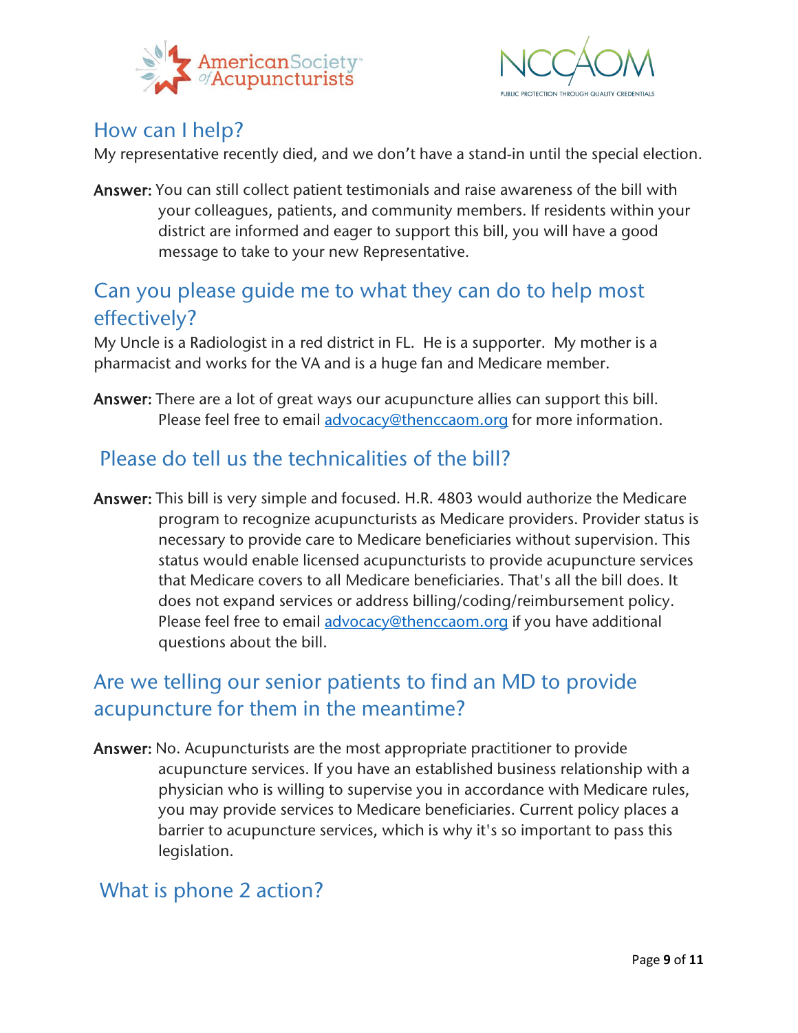## How can I help?

My representative recently died, and we don't have a stand-in until the special election.

**Answer:** You can still collect patient testimonials and raise awareness of the bill with your colleagues, patients, and community members. If residents within your district are informed and eager to support this bill, you will have a good message to take to your new Representative.

## Can you please guide me to what they can do to help most effectively?

My Uncle is a Radiologist in a red district in FL. He is a supporter. My mother is a pharmacist and works for the VA and is a huge fan and Medicare member.

**Answer:** There are a lot of great ways our acupuncture allies can support this bill. Please feel free to email advocacy@thenccaom.org for more information.

## Please do tell us the technicalities of the bill?

**Answer:** This bill is very simple and focused. H.R. 4803 would authorize the Medicare program to recognize acupuncturists as Medicare providers. Provider status is necessary to provide care to Medicare beneficiaries without supervision. This status would enable licensed acupuncturists to provide acupuncture services that Medicare covers to all Medicare beneficiaries. That's all the bill does. It does not expand services or address billing/coding/reimbursement policy. Please feel free to email advocacy@thenccaom.org if you have additional questions about the bill.

## Are we telling our senior patients to find an MD to provide acupuncture for them in the meantime?

**Answer:** No. Acupuncturists are the most appropriate practitioner to provide acupuncture services. If you have an established business relationship with a physician who is willing to supervise you in accordance with Medicare rules, you may provide services to Medicare beneficiaries. Current policy places a barrier to acupuncture services, which is why it's so important to pass this legislation.

## What is phone 2 action?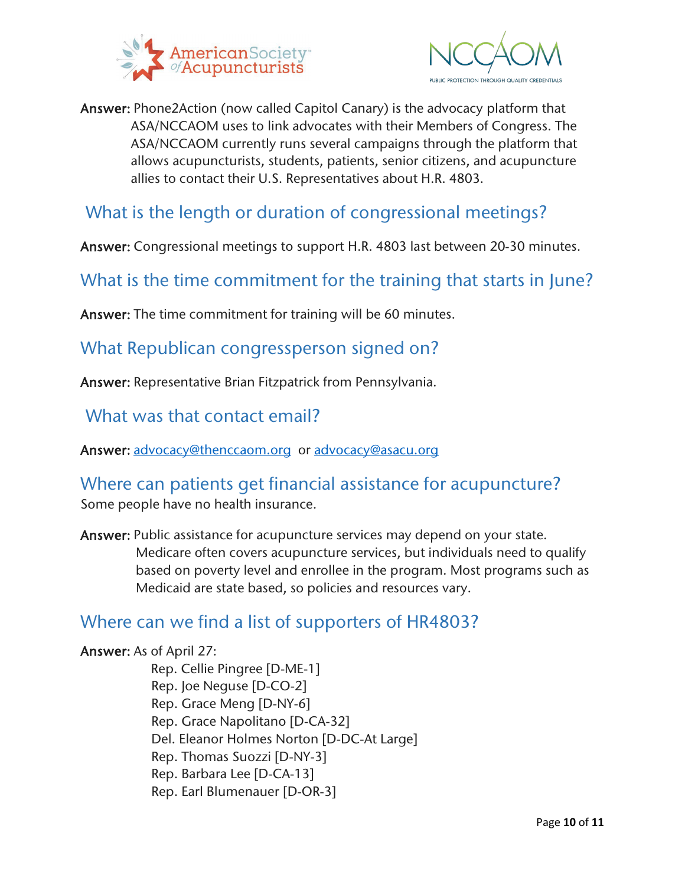**Answer:** Phone2Action (now called Capitol Canary) is the advocacy platform that ASA/NCCAOM uses to link advocates with their Members of Congress. The ASA/NCCAOM currently runs several campaigns through the platform that allows acupuncturists, students, patients, senior citizens, and acupuncture allies to contact their U.S. Representatives about H.R. 4803.

## What is the length or duration of congressional meetings?

**Answer:** Congressional meetings to support H.R. 4803 last between 20-30 minutes.

## What is the time commitment for the training that starts in June?

**Answer:** The time commitment for training will be 60 minutes.

## What Republican congressperson signed on?

**Answer:** Representative Brian Fitzpatrick from Pennsylvania.

## What was that contact email?

**Answer:** advocacy@thenccaom.org or advocacy@asacu.org

## Where can patients get financial assistance for acupuncture?

Some people have no health insurance.

**Answer:** Public assistance for acupuncture services may depend on your state. Medicare often covers acupuncture services, but individuals need to qualify based on poverty level and enrollee in the program. Most programs such as Medicaid are state based, so policies and resources vary.

## Where can we find a list of supporters of HR4803?

**Answer:** As of April 27:

- Rep. Cellie Pingree [D-ME-1]
- Rep. Joe Neguse [D-CO-2]
- Rep. Grace Meng [D-NY-6]
- Rep. Grace Napolitano [D-CA-32]
- Del. Eleanor Holmes Norton [D-DC-At Large]
- Rep. Thomas Suozzi [D-NY-3]
- Rep. Barbara Lee [D-CA-13]
- Rep. Earl Blumenauer [D-OR-3]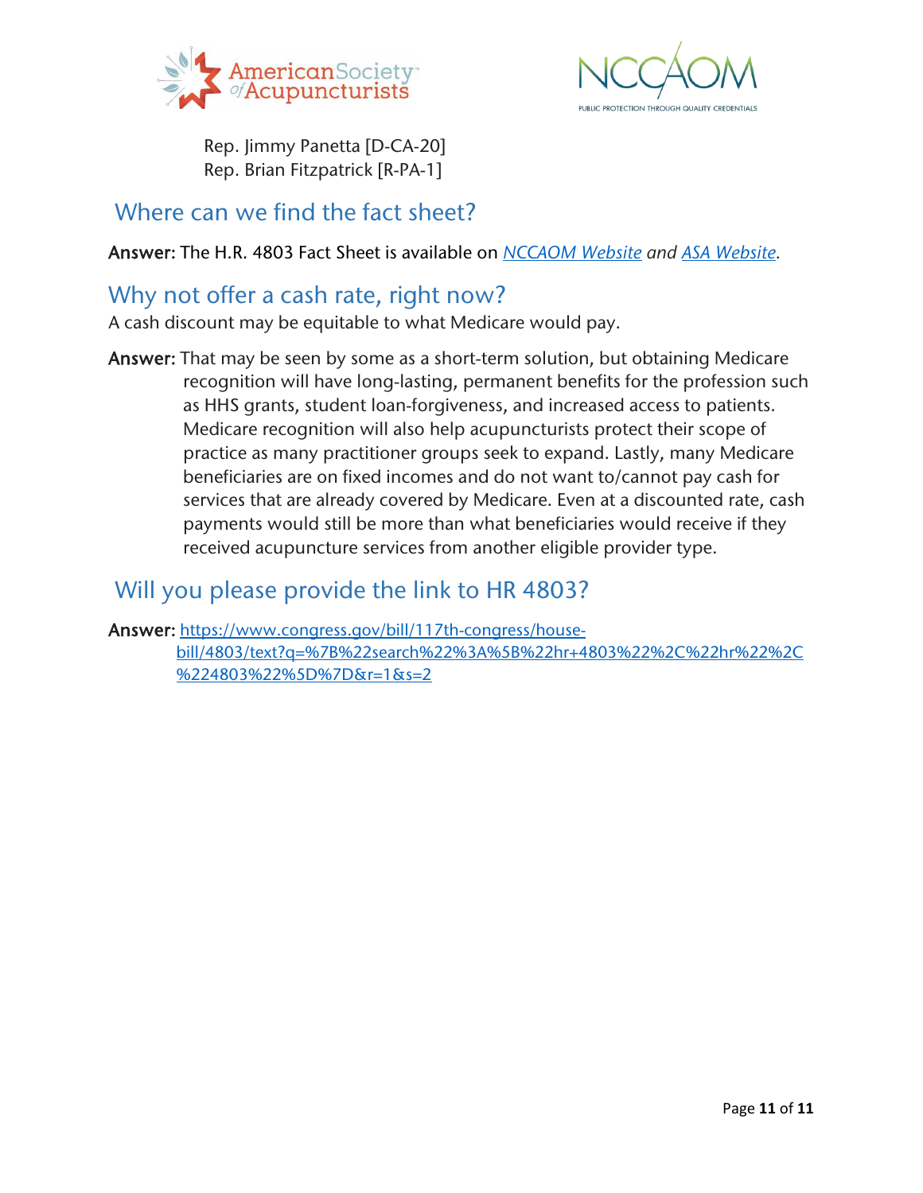Rep. Jimmy Panetta [D-CA-20]
Rep. Brian Fitzpatrick [R-PA-1]

## Where can we find the fact sheet?

**Answer:** The H.R. 4803 Fact Sheet is available on *NCCAOM Website* and *ASA Website*.

## Why not offer a cash rate, right now?

A cash discount may be equitable to what Medicare would pay.

**Answer:** That may be seen by some as a short-term solution, but obtaining Medicare recognition will have long-lasting, permanent benefits for the profession such as HHS grants, student loan-forgiveness, and increased access to patients. Medicare recognition will also help acupuncturists protect their scope of practice as many practitioner groups seek to expand. Lastly, many Medicare beneficiaries are on fixed incomes and do not want to/cannot pay cash for services that are already covered by Medicare. Even at a discounted rate, cash payments would still be more than what beneficiaries would receive if they received acupuncture services from another eligible provider type.

## Will you please provide the link to HR 4803?

**Answer:** https://www.congress.gov/bill/117th-congress/house-bill/4803/text?q=%7B%22search%22%3A%5B%22hr+4803%22%2C%22hr%22%2C%224803%22%5D%7D&r=1&s=2